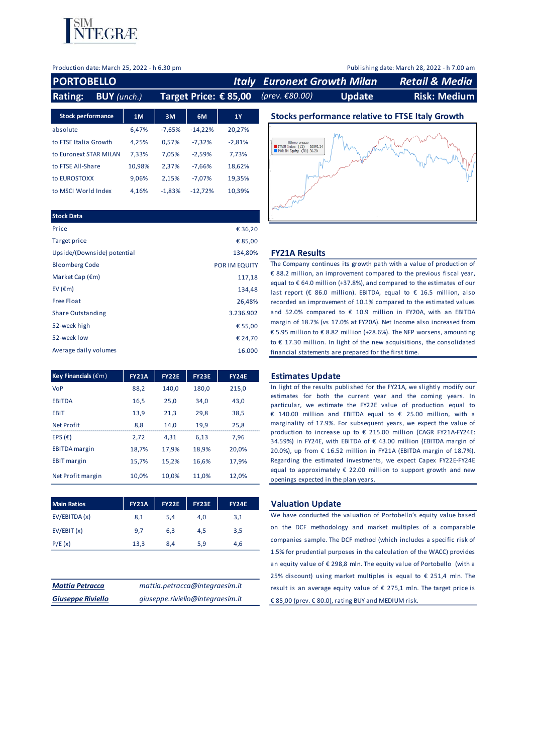Production date: March 25, 2022 - h 6.30 pm

Publishing date: March 28, 2022 - h 7.00 am

# PORTOBELLO

**Italy | Euronext Growth Milan | Retail & Media**

**Rating: BUY** *(unch.)* | **Target Price: € 85,00** *(prev. €80.00)* | **Update** | **Risk: Medium**

| Stock performance | 1M | 3M | 6M | 1Y |
|---|---|---|---|---|
| absolute | 6,47% | -7,65% | -14,22% | 20,27% |
| to FTSE Italia Growth | 4,25% | 0,57% | -7,32% | -2,81% |
| to Euronext STAR MILAN | 7,33% | 7,05% | -2,59% | 7,73% |
| to FTSE All-Share | 10,98% | 2,37% | -7,66% | 18,62% |
| to EUROSTOXX | 9,06% | 2,15% | -7,07% | 19,35% |
| to MSCI World Index | 4,16% | -1,83% | -12,72% | 10,39% |

## Stocks performance relative to FTSE Italy Growth

| Stock Data | |
|---|---|
| Price | € 36,20 |
| Target price | € 85,00 |
| Upside/(Downside) potential | 134,80% |
| Bloomberg Code | POR IM EQUITY |
| Market Cap (€m) | 117,18 |
| EV (€m) | 134,48 |
| Free Float | 26,48% |
| Share Outstanding | 3.236.902 |
| 52-week high | € 55,00 |
| 52-week low | € 24,70 |
| Average daily volumes | 16.000 |

## FY21A Results

The Company continues its growth path with a value of production of € 88.2 million, an improvement compared to the previous fiscal year, equal to € 64.0 million (+37.8%), and compared to the estimates of our last report (€ 86.0 million). EBITDA, equal to € 16.5 million, also recorded an improvement of 10.1% compared to the estimated values and 52.0% compared to € 10.9 million in FY20A, with an EBITDA margin of 18.7% (vs 17.0% at FY20A). Net Income also increased from € 5.95 million to € 8.82 million (+28.6%). The NFP worsens, amounting to € 17.30 million. In light of the new acquisitions, the consolidated financial statements are prepared for the first time.

| Key Financials (€m) | FY21A | FY22E | FY23E | FY24E |
|---|---|---|---|---|
| VoP | 88,2 | 140,0 | 180,0 | 215,0 |
| EBITDA | 16,5 | 25,0 | 34,0 | 43,0 |
| EBIT | 13,9 | 21,3 | 29,8 | 38,5 |
| Net Profit | 8,8 | 14,0 | 19,9 | 25,8 |
| EPS (€) | 2,72 | 4,31 | 6,13 | 7,96 |
| EBITDA margin | 18,7% | 17,9% | 18,9% | 20,0% |
| EBIT margin | 15,7% | 15,2% | 16,6% | 17,9% |
| Net Profit margin | 10,0% | 10,0% | 11,0% | 12,0% |

## Estimates Update

In light of the results published for the FY21A, we slightly modify our estimates for both the current year and the coming years. In particular, we estimate the FY22E value of production equal to € 140.00 million and EBITDA equal to € 25.00 million, with a marginality of 17.9%. For subsequent years, we expect the value of production to increase up to € 215.00 million (CAGR FY21A-FY24E: 34.59%) in FY24E, with EBITDA of € 43.00 million (EBITDA margin of 20.0%), up from € 16.52 million in FY21A (EBITDA margin of 18.7%). Regarding the estimated investments, we expect Capex FY22E-FY24E equal to approximately € 22.00 million to support growth and new openings expected in the plan years.

| Main Ratios | FY21A | FY22E | FY23E | FY24E |
|---|---|---|---|---|
| EV/EBITDA (x) | 8,1 | 5,4 | 4,0 | 3,1 |
| EV/EBIT (x) | 9,7 | 6,3 | 4,5 | 3,5 |
| P/E (x) | 13,3 | 8,4 | 5,9 | 4,6 |

## Valuation Update

We have conducted the valuation of Portobello's equity value based on the DCF methodology and market multiples of a comparable companies sample. The DCF method (which includes a specific risk of 1.5% for prudential purposes in the calculation of the WACC) provides an equity value of € 298,8 mln. The equity value of Portobello (with a 25% discount) using market multiples is equal to € 251,4 mln. The result is an average equity value of € 275,1 mln. The target price is € 85,00 (prev. € 80.0), rating BUY and MEDIUM risk.

| | |
|---|---|
| ***Mattia Petracca*** | *mattia.petracca@integraesim.it* |
| ***Giuseppe Riviello*** | *giuseppe.riviello@integraesim.it* |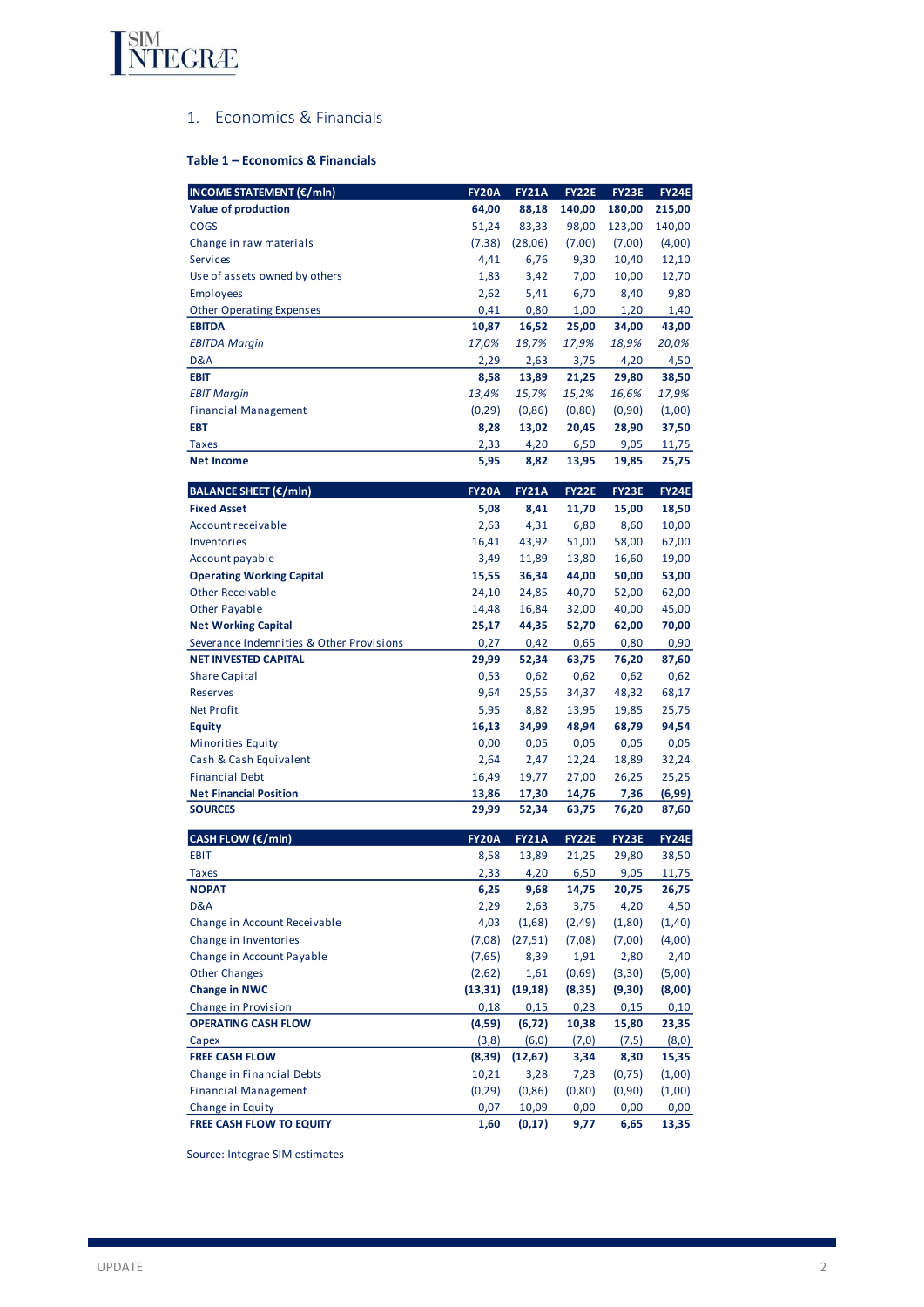## 1. Economics & Financials

**Table 1 – Economics & Financials**

| INCOME STATEMENT (€/mln) | FY20A | FY21A | FY22E | FY23E | FY24E |
|---|---|---|---|---|---|
| **Value of production** | **64,00** | **88,18** | **140,00** | **180,00** | **215,00** |
| COGS | 51,24 | 83,33 | 98,00 | 123,00 | 140,00 |
| Change in raw materials | (7,38) | (28,06) | (7,00) | (7,00) | (4,00) |
| Services | 4,41 | 6,76 | 9,30 | 10,40 | 12,10 |
| Use of assets owned by others | 1,83 | 3,42 | 7,00 | 10,00 | 12,70 |
| Employees | 2,62 | 5,41 | 6,70 | 8,40 | 9,80 |
| Other Operating Expenses | 0,41 | 0,80 | 1,00 | 1,20 | 1,40 |
| **EBITDA** | **10,87** | **16,52** | **25,00** | **34,00** | **43,00** |
| *EBITDA Margin* | *17,0%* | *18,7%* | *17,9%* | *18,9%* | *20,0%* |
| D&A | 2,29 | 2,63 | 3,75 | 4,20 | 4,50 |
| **EBIT** | **8,58** | **13,89** | **21,25** | **29,80** | **38,50** |
| *EBIT Margin* | *13,4%* | *15,7%* | *15,2%* | *16,6%* | *17,9%* |
| Financial Management | (0,29) | (0,86) | (0,80) | (0,90) | (1,00) |
| **EBT** | **8,28** | **13,02** | **20,45** | **28,90** | **37,50** |
| Taxes | 2,33 | 4,20 | 6,50 | 9,05 | 11,75 |
| **Net Income** | **5,95** | **8,82** | **13,95** | **19,85** | **25,75** |

| BALANCE SHEET (€/mln) | FY20A | FY21A | FY22E | FY23E | FY24E |
|---|---|---|---|---|---|
| **Fixed Asset** | **5,08** | **8,41** | **11,70** | **15,00** | **18,50** |
| Account receivable | 2,63 | 4,31 | 6,80 | 8,60 | 10,00 |
| Inventories | 16,41 | 43,92 | 51,00 | 58,00 | 62,00 |
| Account payable | 3,49 | 11,89 | 13,80 | 16,60 | 19,00 |
| **Operating Working Capital** | **15,55** | **36,34** | **44,00** | **50,00** | **53,00** |
| Other Receivable | 24,10 | 24,85 | 40,70 | 52,00 | 62,00 |
| Other Payable | 14,48 | 16,84 | 32,00 | 40,00 | 45,00 |
| **Net Working Capital** | **25,17** | **44,35** | **52,70** | **62,00** | **70,00** |
| Severance Indemnities & Other Provisions | 0,27 | 0,42 | 0,65 | 0,80 | 0,90 |
| **NET INVESTED CAPITAL** | **29,99** | **52,34** | **63,75** | **76,20** | **87,60** |
| Share Capital | 0,53 | 0,62 | 0,62 | 0,62 | 0,62 |
| Reserves | 9,64 | 25,55 | 34,37 | 48,32 | 68,17 |
| Net Profit | 5,95 | 8,82 | 13,95 | 19,85 | 25,75 |
| **Equity** | **16,13** | **34,99** | **48,94** | **68,79** | **94,54** |
| Minorities Equity | 0,00 | 0,05 | 0,05 | 0,05 | 0,05 |
| Cash & Cash Equivalent | 2,64 | 2,47 | 12,24 | 18,89 | 32,24 |
| Financial Debt | 16,49 | 19,77 | 27,00 | 26,25 | 25,25 |
| **Net Financial Position** | **13,86** | **17,30** | **14,76** | **7,36** | **(6,99)** |
| **SOURCES** | **29,99** | **52,34** | **63,75** | **76,20** | **87,60** |

| CASH FLOW (€/mln) | FY20A | FY21A | FY22E | FY23E | FY24E |
|---|---|---|---|---|---|
| EBIT | 8,58 | 13,89 | 21,25 | 29,80 | 38,50 |
| Taxes | 2,33 | 4,20 | 6,50 | 9,05 | 11,75 |
| **NOPAT** | **6,25** | **9,68** | **14,75** | **20,75** | **26,75** |
| D&A | 2,29 | 2,63 | 3,75 | 4,20 | 4,50 |
| Change in Account Receivable | 4,03 | (1,68) | (2,49) | (1,80) | (1,40) |
| Change in Inventories | (7,08) | (27,51) | (7,08) | (7,00) | (4,00) |
| Change in Account Payable | (7,65) | 8,39 | 1,91 | 2,80 | 2,40 |
| Other Changes | (2,62) | 1,61 | (0,69) | (3,30) | (5,00) |
| **Change in NWC** | **(13,31)** | **(19,18)** | **(8,35)** | **(9,30)** | **(8,00)** |
| Change in Provision | 0,18 | 0,15 | 0,23 | 0,15 | 0,10 |
| **OPERATING CASH FLOW** | **(4,59)** | **(6,72)** | **10,38** | **15,80** | **23,35** |
| Capex | (3,8) | (6,0) | (7,0) | (7,5) | (8,0) |
| **FREE CASH FLOW** | **(8,39)** | **(12,67)** | **3,34** | **8,30** | **15,35** |
| Change in Financial Debts | 10,21 | 3,28 | 7,23 | (0,75) | (1,00) |
| Financial Management | (0,29) | (0,86) | (0,80) | (0,90) | (1,00) |
| Change in Equity | 0,07 | 10,09 | 0,00 | 0,00 | 0,00 |
| **FREE CASH FLOW TO EQUITY** | **1,60** | **(0,17)** | **9,77** | **6,65** | **13,35** |

Source: Integrae SIM estimates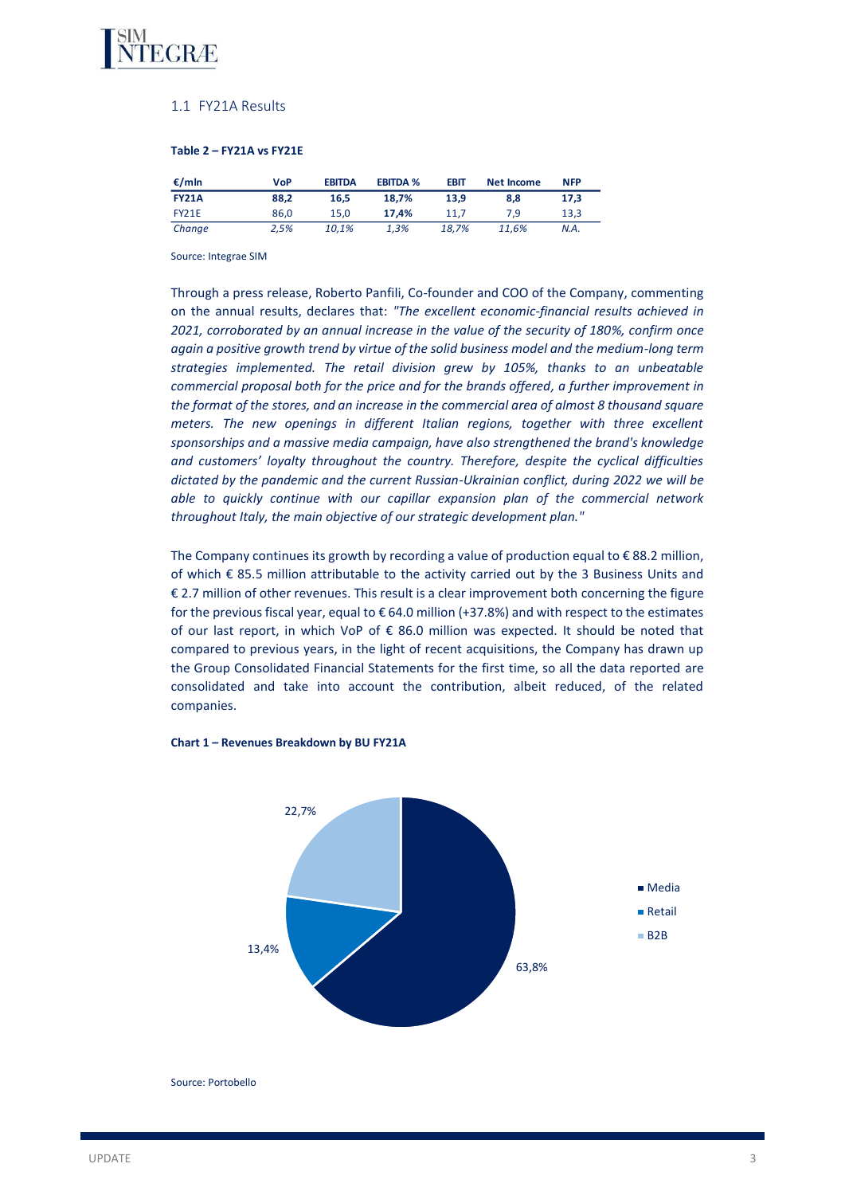## 1.1 FY21A Results

**Table 2 – FY21A vs FY21E**

| €/mln | VoP | EBITDA | EBITDA % | EBIT | Net Income | NFP |
|---|---|---|---|---|---|---|
| **FY21A** | **88,2** | **16,5** | **18,7%** | **13,9** | **8,8** | **17,3** |
| FY21E | 86,0 | 15,0 | **17,4%** | 11,7 | 7,9 | 13,3 |
| *Change* | *2,5%* | *10,1%* | *1,3%* | *18,7%* | *11,6%* | *N.A.* |

Source: Integrae SIM

Through a press release, Roberto Panfili, Co-founder and COO of the Company, commenting on the annual results, declares that: *"The excellent economic-financial results achieved in 2021, corroborated by an annual increase in the value of the security of 180%, confirm once again a positive growth trend by virtue of the solid business model and the medium-long term strategies implemented. The retail division grew by 105%, thanks to an unbeatable commercial proposal both for the price and for the brands offered, a further improvement in the format of the stores, and an increase in the commercial area of almost 8 thousand square meters. The new openings in different Italian regions, together with three excellent sponsorships and a massive media campaign, have also strengthened the brand's knowledge and customers' loyalty throughout the country. Therefore, despite the cyclical difficulties dictated by the pandemic and the current Russian-Ukrainian conflict, during 2022 we will be able to quickly continue with our capillar expansion plan of the commercial network throughout Italy, the main objective of our strategic development plan."*

The Company continues its growth by recording a value of production equal to € 88.2 million, of which € 85.5 million attributable to the activity carried out by the 3 Business Units and € 2.7 million of other revenues. This result is a clear improvement both concerning the figure for the previous fiscal year, equal to € 64.0 million (+37.8%) and with respect to the estimates of our last report, in which VoP of € 86.0 million was expected. It should be noted that compared to previous years, in the light of recent acquisitions, the Company has drawn up the Group Consolidated Financial Statements for the first time, so all the data reported are consolidated and take into account the contribution, albeit reduced, of the related companies.

**Chart 1 – Revenues Breakdown by BU FY21A**

| BU | Share |
|---|---|
| Media | 63,8% |
| Retail | 13,4% |
| B2B | 22,7% |

Source: Portobello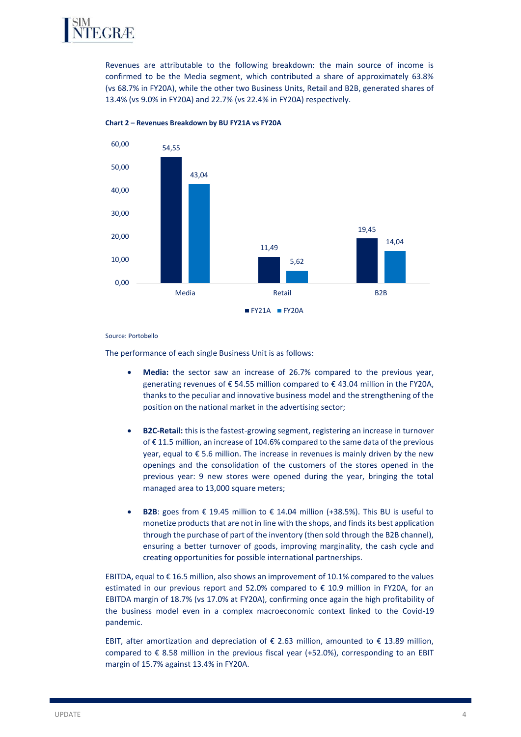Revenues are attributable to the following breakdown: the main source of income is confirmed to be the Media segment, which contributed a share of approximately 63.8% (vs 68.7% in FY20A), while the other two Business Units, Retail and B2B, generated shares of 13.4% (vs 9.0% in FY20A) and 22.7% (vs 22.4% in FY20A) respectively.

**Chart 2 – Revenues Breakdown by BU FY21A vs FY20A**

| | FY21A | FY20A |
|---|---|---|
| Media | 54,55 | 43,04 |
| Retail | 11,49 | 5,62 |
| B2B | 19,45 | 14,04 |

Source: Portobello

The performance of each single Business Unit is as follows:

- **Media:** the sector saw an increase of 26.7% compared to the previous year, generating revenues of € 54.55 million compared to € 43.04 million in the FY20A, thanks to the peculiar and innovative business model and the strengthening of the position on the national market in the advertising sector;

- **B2C-Retail:** this is the fastest-growing segment, registering an increase in turnover of € 11.5 million, an increase of 104.6% compared to the same data of the previous year, equal to € 5.6 million. The increase in revenues is mainly driven by the new openings and the consolidation of the customers of the stores opened in the previous year: 9 new stores were opened during the year, bringing the total managed area to 13,000 square meters;

- **B2B**: goes from € 19.45 million to € 14.04 million (+38.5%). This BU is useful to monetize products that are not in line with the shops, and finds its best application through the purchase of part of the inventory (then sold through the B2B channel), ensuring a better turnover of goods, improving marginality, the cash cycle and creating opportunities for possible international partnerships.

EBITDA, equal to € 16.5 million, also shows an improvement of 10.1% compared to the values estimated in our previous report and 52.0% compared to € 10.9 million in FY20A, for an EBITDA margin of 18.7% (vs 17.0% at FY20A), confirming once again the high profitability of the business model even in a complex macroeconomic context linked to the Covid-19 pandemic.

EBIT, after amortization and depreciation of € 2.63 million, amounted to € 13.89 million, compared to € 8.58 million in the previous fiscal year (+52.0%), corresponding to an EBIT margin of 15.7% against 13.4% in FY20A.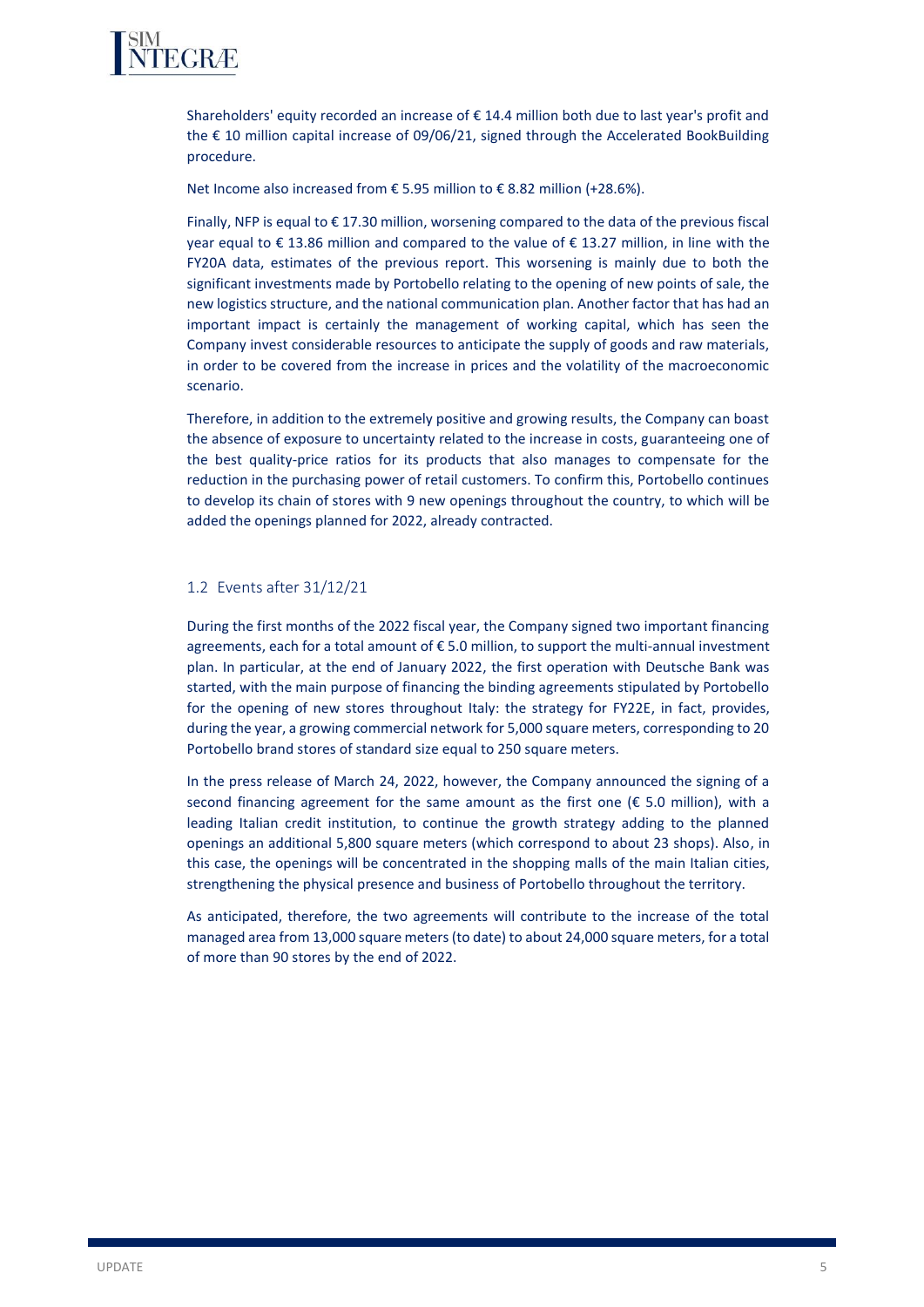Shareholders' equity recorded an increase of € 14.4 million both due to last year's profit and the € 10 million capital increase of 09/06/21, signed through the Accelerated BookBuilding procedure.

Net Income also increased from € 5.95 million to € 8.82 million (+28.6%).

Finally, NFP is equal to € 17.30 million, worsening compared to the data of the previous fiscal year equal to € 13.86 million and compared to the value of € 13.27 million, in line with the FY20A data, estimates of the previous report. This worsening is mainly due to both the significant investments made by Portobello relating to the opening of new points of sale, the new logistics structure, and the national communication plan. Another factor that has had an important impact is certainly the management of working capital, which has seen the Company invest considerable resources to anticipate the supply of goods and raw materials, in order to be covered from the increase in prices and the volatility of the macroeconomic scenario.

Therefore, in addition to the extremely positive and growing results, the Company can boast the absence of exposure to uncertainty related to the increase in costs, guaranteeing one of the best quality-price ratios for its products that also manages to compensate for the reduction in the purchasing power of retail customers. To confirm this, Portobello continues to develop its chain of stores with 9 new openings throughout the country, to which will be added the openings planned for 2022, already contracted.

## 1.2 Events after 31/12/21

During the first months of the 2022 fiscal year, the Company signed two important financing agreements, each for a total amount of € 5.0 million, to support the multi-annual investment plan. In particular, at the end of January 2022, the first operation with Deutsche Bank was started, with the main purpose of financing the binding agreements stipulated by Portobello for the opening of new stores throughout Italy: the strategy for FY22E, in fact, provides, during the year, a growing commercial network for 5,000 square meters, corresponding to 20 Portobello brand stores of standard size equal to 250 square meters.

In the press release of March 24, 2022, however, the Company announced the signing of a second financing agreement for the same amount as the first one (€ 5.0 million), with a leading Italian credit institution, to continue the growth strategy adding to the planned openings an additional 5,800 square meters (which correspond to about 23 shops). Also, in this case, the openings will be concentrated in the shopping malls of the main Italian cities, strengthening the physical presence and business of Portobello throughout the territory.

As anticipated, therefore, the two agreements will contribute to the increase of the total managed area from 13,000 square meters (to date) to about 24,000 square meters, for a total of more than 90 stores by the end of 2022.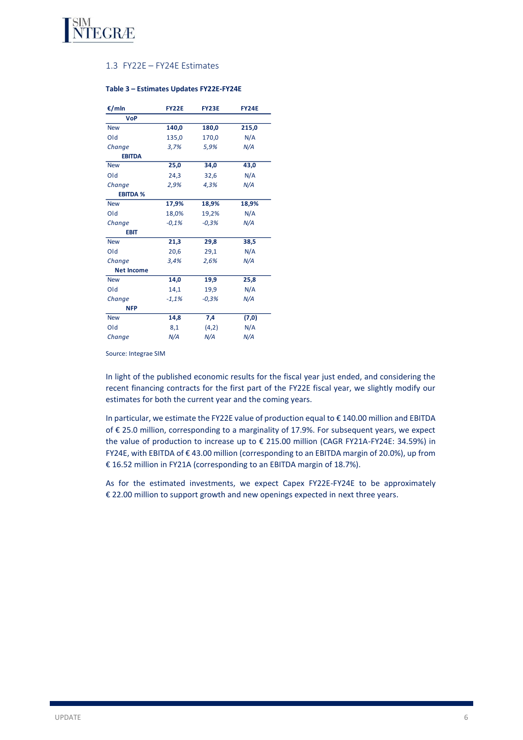## 1.3 FY22E – FY24E Estimates

**Table 3 – Estimates Updates FY22E-FY24E**

| €/mln | FY22E | FY23E | FY24E |
|---|---|---|---|
| **VoP** | | | |
| New | **140,0** | **180,0** | **215,0** |
| Old | 135,0 | 170,0 | N/A |
| *Change* | *3,7%* | *5,9%* | *N/A* |
| **EBITDA** | | | |
| New | **25,0** | **34,0** | **43,0** |
| Old | 24,3 | 32,6 | N/A |
| *Change* | *2,9%* | *4,3%* | *N/A* |
| **EBITDA %** | | | |
| New | **17,9%** | **18,9%** | **18,9%** |
| Old | 18,0% | 19,2% | N/A |
| *Change* | *-0,1%* | *-0,3%* | *N/A* |
| **EBIT** | | | |
| New | **21,3** | **29,8** | **38,5** |
| Old | 20,6 | 29,1 | N/A |
| *Change* | *3,4%* | *2,6%* | *N/A* |
| **Net Income** | | | |
| New | **14,0** | **19,9** | **25,8** |
| Old | 14,1 | 19,9 | N/A |
| *Change* | *-1,1%* | *-0,3%* | *N/A* |
| **NFP** | | | |
| New | **14,8** | **7,4** | **(7,0)** |
| Old | 8,1 | (4,2) | N/A |
| *Change* | *N/A* | *N/A* | *N/A* |

Source: Integrae SIM

In light of the published economic results for the fiscal year just ended, and considering the recent financing contracts for the first part of the FY22E fiscal year, we slightly modify our estimates for both the current year and the coming years.

In particular, we estimate the FY22E value of production equal to € 140.00 million and EBITDA of € 25.0 million, corresponding to a marginality of 17.9%. For subsequent years, we expect the value of production to increase up to € 215.00 million (CAGR FY21A-FY24E: 34.59%) in FY24E, with EBITDA of € 43.00 million (corresponding to an EBITDA margin of 20.0%), up from € 16.52 million in FY21A (corresponding to an EBITDA margin of 18.7%).

As for the estimated investments, we expect Capex FY22E-FY24E to be approximately € 22.00 million to support growth and new openings expected in next three years.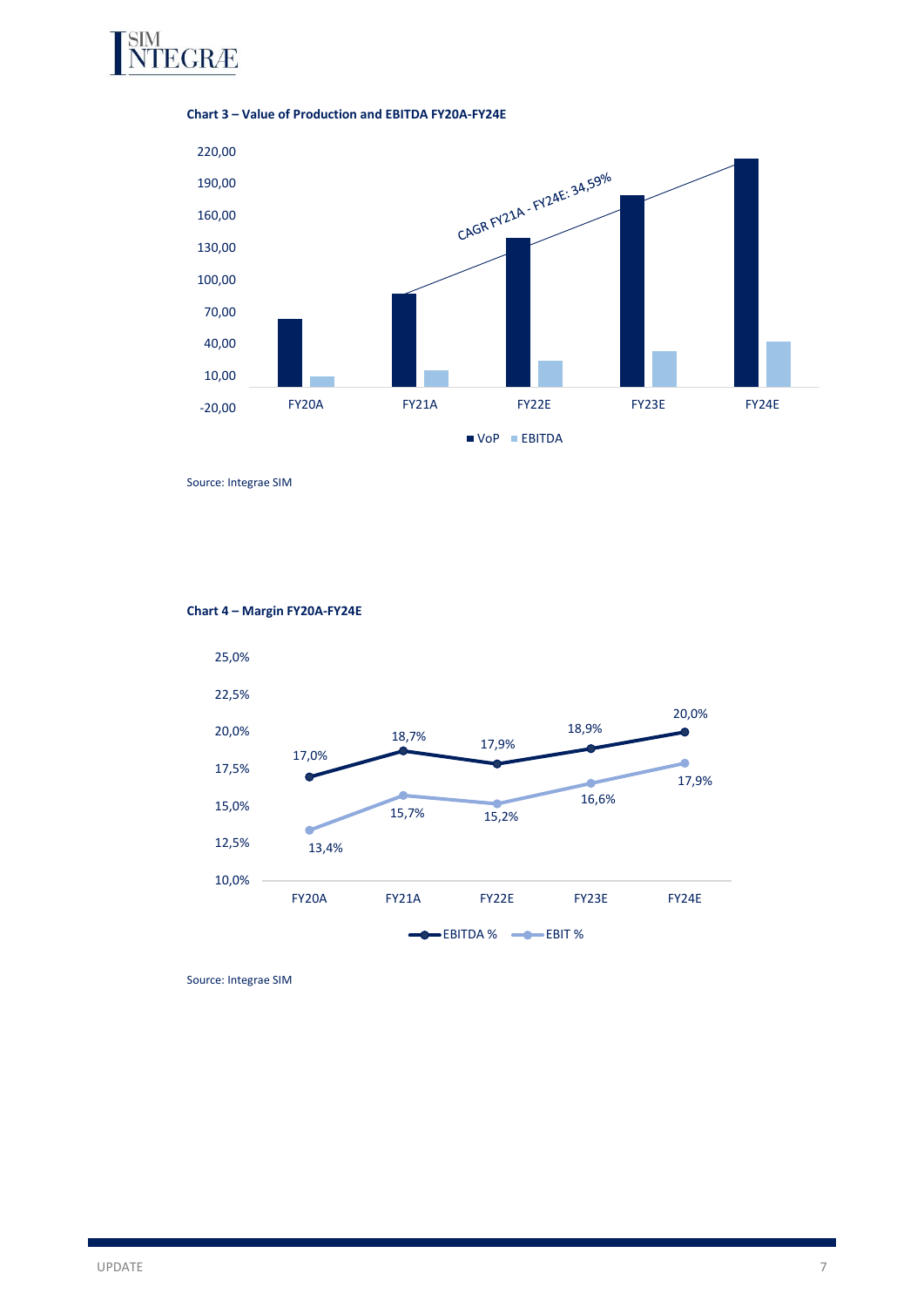**Chart 3 – Value of Production and EBITDA FY20A-FY24E**

Source: Integrae SIM

**Chart 4 – Margin FY20A-FY24E**

Source: Integrae SIM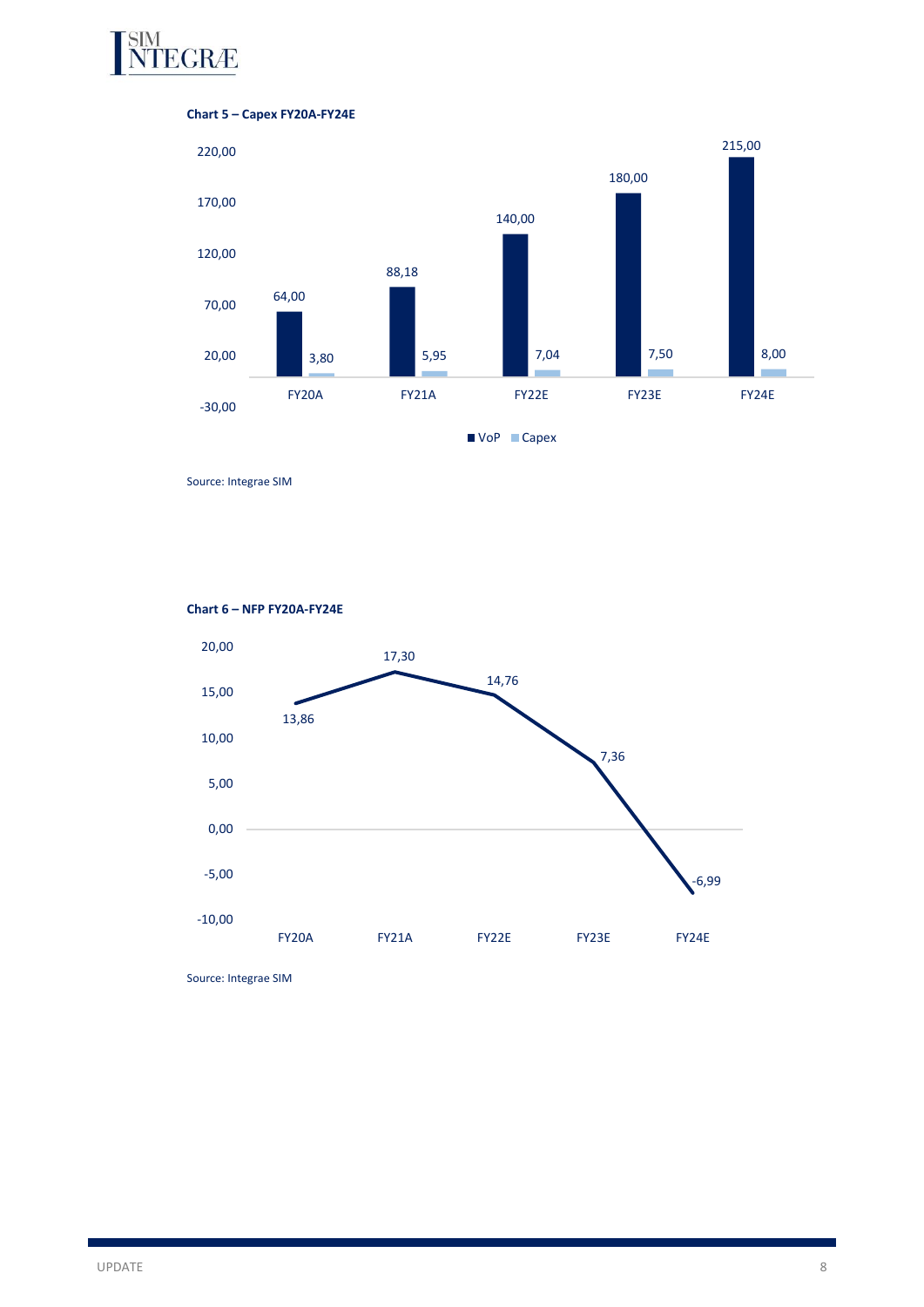**Chart 5 – Capex FY20A-FY24E**

| | FY20A | FY21A | FY22E | FY23E | FY24E |
|---|---|---|---|---|---|
| VoP | 64,00 | 88,18 | 140,00 | 180,00 | 215,00 |
| Capex | 3,80 | 5,95 | 7,04 | 7,50 | 8,00 |

Source: Integrae SIM

**Chart 6 – NFP FY20A-FY24E**

| | FY20A | FY21A | FY22E | FY23E | FY24E |
|---|---|---|---|---|---|
| NFP | 13,86 | 17,30 | 14,76 | 7,36 | -6,99 |

Source: Integrae SIM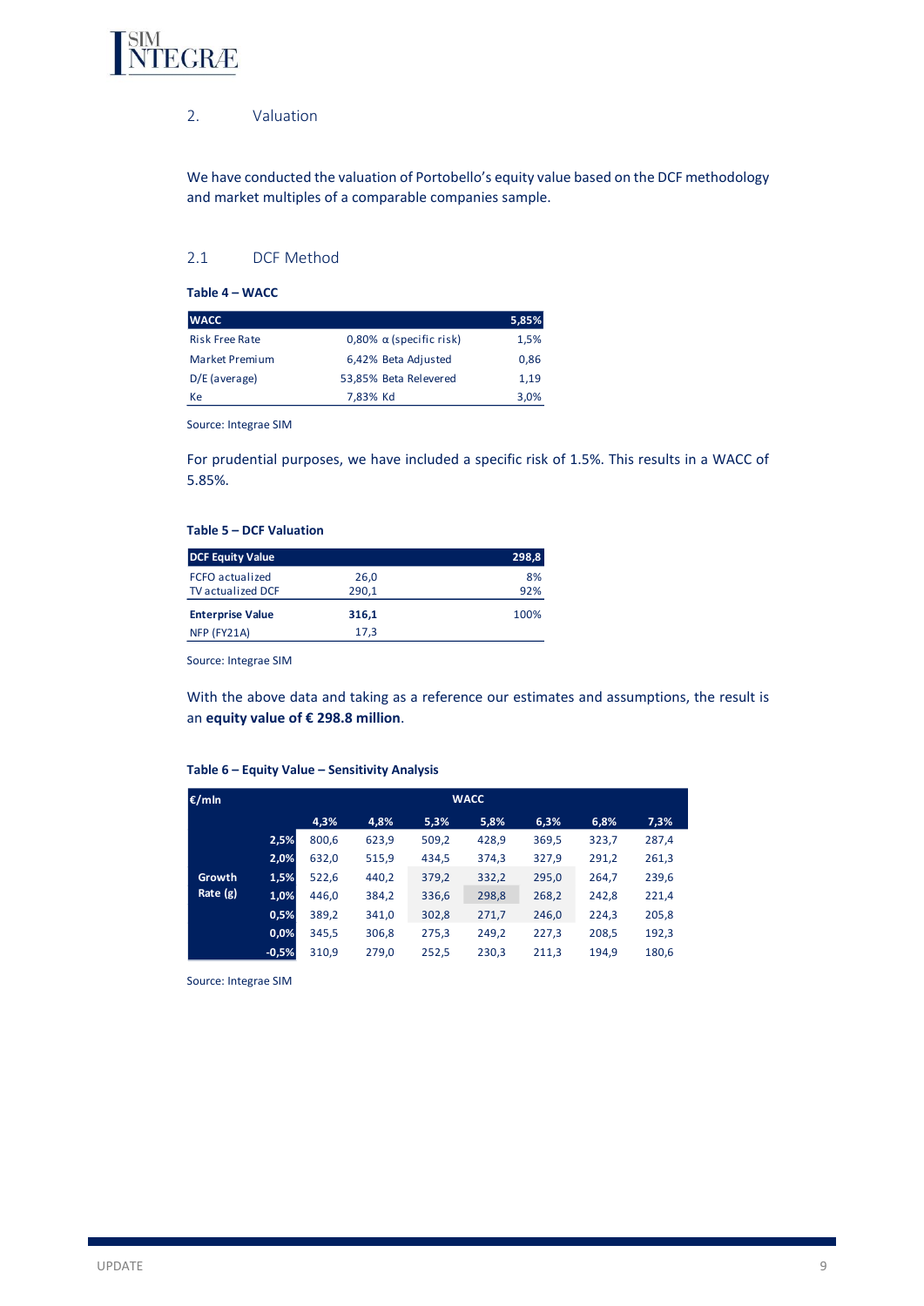## 2. Valuation

We have conducted the valuation of Portobello's equity value based on the DCF methodology and market multiples of a comparable companies sample.

### 2.1 DCF Method

**Table 4 – WACC**

| WACC | | | 5,85% |
|---|---|---|---|
| Risk Free Rate | 0,80% | α (specific risk) | 1,5% |
| Market Premium | 6,42% | Beta Adjusted | 0,86 |
| D/E (average) | 53,85% | Beta Relevered | 1,19 |
| Ke | 7,83% | Kd | 3,0% |

Source: Integrae SIM

For prudential purposes, we have included a specific risk of 1.5%. This results in a WACC of 5.85%.

**Table 5 – DCF Valuation**

| DCF Equity Value | | 298,8 |
|---|---|---|
| FCFO actualized | 26,0 | 8% |
| TV actualized DCF | 290,1 | 92% |
| **Enterprise Value** | **316,1** | 100% |
| NFP (FY21A) | 17,3 | |

Source: Integrae SIM

With the above data and taking as a reference our estimates and assumptions, the result is an **equity value of € 298.8 million**.

**Table 6 – Equity Value – Sensitivity Analysis**

| €/mln | | WACC | | | | | | |
|---|---|---|---|---|---|---|---|---|
| | | 4,3% | 4,8% | 5,3% | 5,8% | 6,3% | 6,8% | 7,3% |
| Growth Rate (g) | 2,5% | 800,6 | 623,9 | 509,2 | 428,9 | 369,5 | 323,7 | 287,4 |
| | 2,0% | 632,0 | 515,9 | 434,5 | 374,3 | 327,9 | 291,2 | 261,3 |
| | 1,5% | 522,6 | 440,2 | 379,2 | 332,2 | 295,0 | 264,7 | 239,6 |
| | 1,0% | 446,0 | 384,2 | 336,6 | 298,8 | 268,2 | 242,8 | 221,4 |
| | 0,5% | 389,2 | 341,0 | 302,8 | 271,7 | 246,0 | 224,3 | 205,8 |
| | 0,0% | 345,5 | 306,8 | 275,3 | 249,2 | 227,3 | 208,5 | 192,3 |
| | -0,5% | 310,9 | 279,0 | 252,5 | 230,3 | 211,3 | 194,9 | 180,6 |

Source: Integrae SIM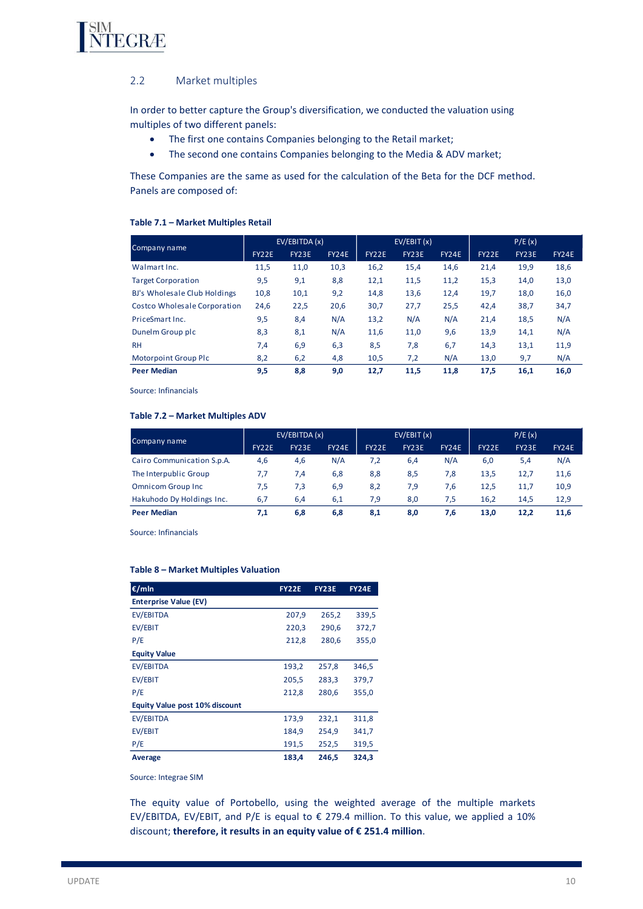## 2.2 Market multiples

In order to better capture the Group's diversification, we conducted the valuation using multiples of two different panels:

- The first one contains Companies belonging to the Retail market;
- The second one contains Companies belonging to the Media & ADV market;

These Companies are the same as used for the calculation of the Beta for the DCF method. Panels are composed of:

**Table 7.1 – Market Multiples Retail**

| Company name | EV/EBITDA (x) | | | EV/EBIT (x) | | | P/E (x) | | |
|---|---|---|---|---|---|---|---|---|---|
| | FY22E | FY23E | FY24E | FY22E | FY23E | FY24E | FY22E | FY23E | FY24E |
| Walmart Inc. | 11,5 | 11,0 | 10,3 | 16,2 | 15,4 | 14,6 | 21,4 | 19,9 | 18,6 |
| Target Corporation | 9,5 | 9,1 | 8,8 | 12,1 | 11,5 | 11,2 | 15,3 | 14,0 | 13,0 |
| BJ's Wholesale Club Holdings | 10,8 | 10,1 | 9,2 | 14,8 | 13,6 | 12,4 | 19,7 | 18,0 | 16,0 |
| Costco Wholesale Corporation | 24,6 | 22,5 | 20,6 | 30,7 | 27,7 | 25,5 | 42,4 | 38,7 | 34,7 |
| PriceSmart Inc. | 9,5 | 8,4 | N/A | 13,2 | N/A | N/A | 21,4 | 18,5 | N/A |
| Dunelm Group plc | 8,3 | 8,1 | N/A | 11,6 | 11,0 | 9,6 | 13,9 | 14,1 | N/A |
| RH | 7,4 | 6,9 | 6,3 | 8,5 | 7,8 | 6,7 | 14,3 | 13,1 | 11,9 |
| Motorpoint Group Plc | 8,2 | 6,2 | 4,8 | 10,5 | 7,2 | N/A | 13,0 | 9,7 | N/A |
| **Peer Median** | **9,5** | **8,8** | **9,0** | **12,7** | **11,5** | **11,8** | **17,5** | **16,1** | **16,0** |

Source: Infinancials

**Table 7.2 – Market Multiples ADV**

| Company name | EV/EBITDA (x) | | | EV/EBIT (x) | | | P/E (x) | | |
|---|---|---|---|---|---|---|---|---|---|
| | FY22E | FY23E | FY24E | FY22E | FY23E | FY24E | FY22E | FY23E | FY24E |
| Cairo Communication S.p.A. | 4,6 | 4,6 | N/A | 7,2 | 6,4 | N/A | 6,0 | 5,4 | N/A |
| The Interpublic Group | 7,7 | 7,4 | 6,8 | 8,8 | 8,5 | 7,8 | 13,5 | 12,7 | 11,6 |
| Omnicom Group Inc | 7,5 | 7,3 | 6,9 | 8,2 | 7,9 | 7,6 | 12,5 | 11,7 | 10,9 |
| Hakuhodo Dy Holdings Inc. | 6,7 | 6,4 | 6,1 | 7,9 | 8,0 | 7,5 | 16,2 | 14,5 | 12,9 |
| **Peer Median** | **7,1** | **6,8** | **6,8** | **8,1** | **8,0** | **7,6** | **13,0** | **12,2** | **11,6** |

Source: Infinancials

**Table 8 – Market Multiples Valuation**

| €/mln | FY22E | FY23E | FY24E |
|---|---|---|---|
| **Enterprise Value (EV)** | | | |
| EV/EBITDA | 207,9 | 265,2 | 339,5 |
| EV/EBIT | 220,3 | 290,6 | 372,7 |
| P/E | 212,8 | 280,6 | 355,0 |
| **Equity Value** | | | |
| EV/EBITDA | 193,2 | 257,8 | 346,5 |
| EV/EBIT | 205,5 | 283,3 | 379,7 |
| P/E | 212,8 | 280,6 | 355,0 |
| **Equity Value post 10% discount** | | | |
| EV/EBITDA | 173,9 | 232,1 | 311,8 |
| EV/EBIT | 184,9 | 254,9 | 341,7 |
| P/E | 191,5 | 252,5 | 319,5 |
| **Average** | **183,4** | **246,5** | **324,3** |

Source: Integrae SIM

The equity value of Portobello, using the weighted average of the multiple markets EV/EBITDA, EV/EBIT, and P/E is equal to € 279.4 million. To this value, we applied a 10% discount; **therefore, it results in an equity value of € 251.4 million**.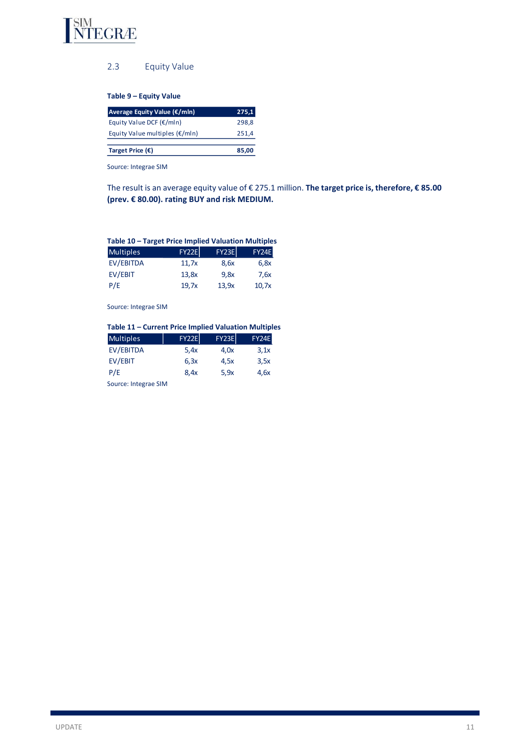## 2.3 Equity Value

**Table 9 – Equity Value**

| Average Equity Value (€/mln) | 275,1 |
|---|---|
| Equity Value DCF (€/mln) | 298,8 |
| Equity Value multiples (€/mln) | 251,4 |
| **Target Price (€)** | **85,00** |

Source: Integrae SIM

The result is an average equity value of € 275.1 million. **The target price is, therefore, € 85.00 (prev. € 80.00). rating BUY and risk MEDIUM.**

**Table 10 – Target Price Implied Valuation Multiples**

| Multiples | FY22E | FY23E | FY24E |
|---|---|---|---|
| EV/EBITDA | 11,7x | 8,6x | 6,8x |
| EV/EBIT | 13,8x | 9,8x | 7,6x |
| P/E | 19,7x | 13,9x | 10,7x |

Source: Integrae SIM

**Table 11 – Current Price Implied Valuation Multiples**

| Multiples | FY22E | FY23E | FY24E |
|---|---|---|---|
| EV/EBITDA | 5,4x | 4,0x | 3,1x |
| EV/EBIT | 6,3x | 4,5x | 3,5x |
| P/E | 8,4x | 5,9x | 4,6x |

Source: Integrae SIM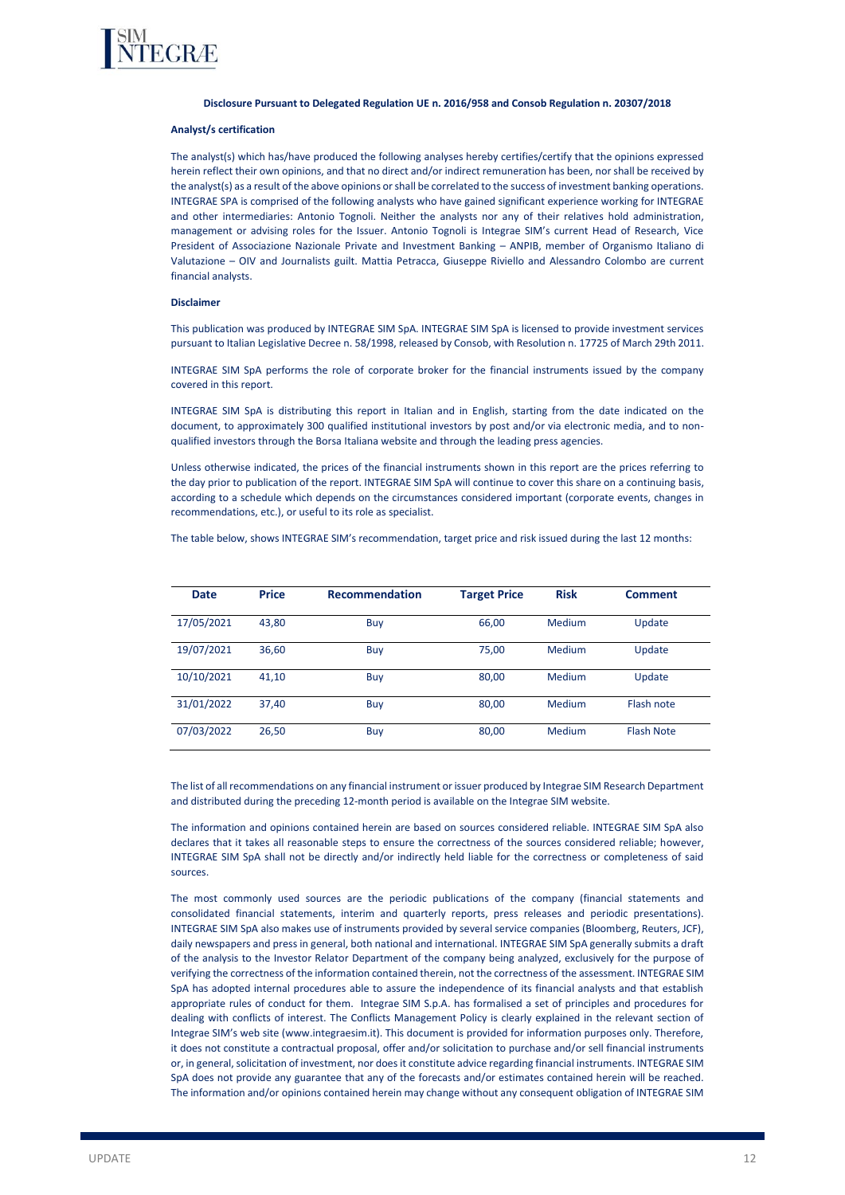#### Disclosure Pursuant to Delegated Regulation UE n. 2016/958 and Consob Regulation n. 20307/2018

**Analyst/s certification**

The analyst(s) which has/have produced the following analyses hereby certifies/certify that the opinions expressed herein reflect their own opinions, and that no direct and/or indirect remuneration has been, nor shall be received by the analyst(s) as a result of the above opinions or shall be correlated to the success of investment banking operations. INTEGRAE SPA is comprised of the following analysts who have gained significant experience working for INTEGRAE and other intermediaries: Antonio Tognoli. Neither the analysts nor any of their relatives hold administration, management or advising roles for the Issuer. Antonio Tognoli is Integrae SIM's current Head of Research, Vice President of Associazione Nazionale Private and Investment Banking – ANPIB, member of Organismo Italiano di Valutazione – OIV and Journalists guilt. Mattia Petracca, Giuseppe Riviello and Alessandro Colombo are current financial analysts.

**Disclaimer**

This publication was produced by INTEGRAE SIM SpA. INTEGRAE SIM SpA is licensed to provide investment services pursuant to Italian Legislative Decree n. 58/1998, released by Consob, with Resolution n. 17725 of March 29th 2011.

INTEGRAE SIM SpA performs the role of corporate broker for the financial instruments issued by the company covered in this report.

INTEGRAE SIM SpA is distributing this report in Italian and in English, starting from the date indicated on the document, to approximately 300 qualified institutional investors by post and/or via electronic media, and to non-qualified investors through the Borsa Italiana website and through the leading press agencies.

Unless otherwise indicated, the prices of the financial instruments shown in this report are the prices referring to the day prior to publication of the report. INTEGRAE SIM SpA will continue to cover this share on a continuing basis, according to a schedule which depends on the circumstances considered important (corporate events, changes in recommendations, etc.), or useful to its role as specialist.

The table below, shows INTEGRAE SIM's recommendation, target price and risk issued during the last 12 months:

| Date | Price | Recommendation | Target Price | Risk | Comment |
|---|---|---|---|---|---|
| 17/05/2021 | 43,80 | Buy | 66,00 | Medium | Update |
| 19/07/2021 | 36,60 | Buy | 75,00 | Medium | Update |
| 10/10/2021 | 41,10 | Buy | 80,00 | Medium | Update |
| 31/01/2022 | 37,40 | Buy | 80,00 | Medium | Flash note |
| 07/03/2022 | 26,50 | Buy | 80,00 | Medium | Flash Note |

The list of all recommendations on any financial instrument or issuer produced by Integrae SIM Research Department and distributed during the preceding 12-month period is available on the Integrae SIM website.

The information and opinions contained herein are based on sources considered reliable. INTEGRAE SIM SpA also declares that it takes all reasonable steps to ensure the correctness of the sources considered reliable; however, INTEGRAE SIM SpA shall not be directly and/or indirectly held liable for the correctness or completeness of said sources.

The most commonly used sources are the periodic publications of the company (financial statements and consolidated financial statements, interim and quarterly reports, press releases and periodic presentations). INTEGRAE SIM SpA also makes use of instruments provided by several service companies (Bloomberg, Reuters, JCF), daily newspapers and press in general, both national and international. INTEGRAE SIM SpA generally submits a draft of the analysis to the Investor Relator Department of the company being analyzed, exclusively for the purpose of verifying the correctness of the information contained therein, not the correctness of the assessment. INTEGRAE SIM SpA has adopted internal procedures able to assure the independence of its financial analysts and that establish appropriate rules of conduct for them. Integrae SIM S.p.A. has formalised a set of principles and procedures for dealing with conflicts of interest. The Conflicts Management Policy is clearly explained in the relevant section of Integrae SIM's web site (www.integraesim.it). This document is provided for information purposes only. Therefore, it does not constitute a contractual proposal, offer and/or solicitation to purchase and/or sell financial instruments or, in general, solicitation of investment, nor does it constitute advice regarding financial instruments. INTEGRAE SIM SpA does not provide any guarantee that any of the forecasts and/or estimates contained herein will be reached. The information and/or opinions contained herein may change without any consequent obligation of INTEGRAE SIM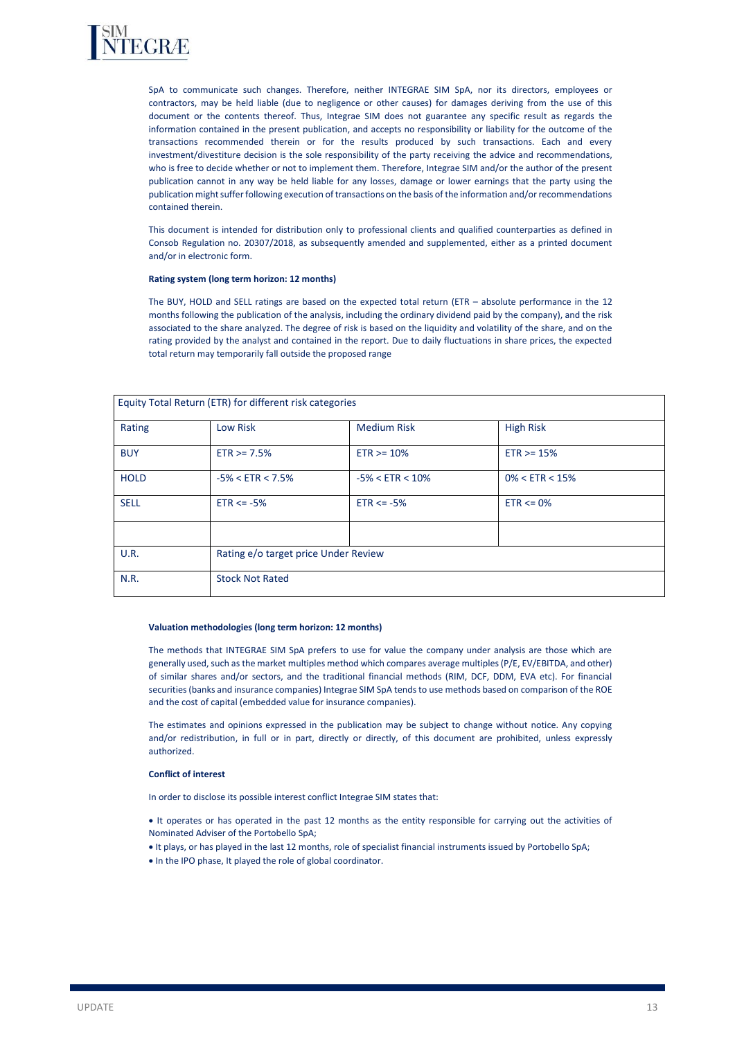SpA to communicate such changes. Therefore, neither INTEGRAE SIM SpA, nor its directors, employees or contractors, may be held liable (due to negligence or other causes) for damages deriving from the use of this document or the contents thereof. Thus, Integrae SIM does not guarantee any specific result as regards the information contained in the present publication, and accepts no responsibility or liability for the outcome of the transactions recommended therein or for the results produced by such transactions. Each and every investment/divestiture decision is the sole responsibility of the party receiving the advice and recommendations, who is free to decide whether or not to implement them. Therefore, Integrae SIM and/or the author of the present publication cannot in any way be held liable for any losses, damage or lower earnings that the party using the publication might suffer following execution of transactions on the basis of the information and/or recommendations contained therein.

This document is intended for distribution only to professional clients and qualified counterparties as defined in Consob Regulation no. 20307/2018, as subsequently amended and supplemented, either as a printed document and/or in electronic form.

**Rating system (long term horizon: 12 months)**

The BUY, HOLD and SELL ratings are based on the expected total return (ETR – absolute performance in the 12 months following the publication of the analysis, including the ordinary dividend paid by the company), and the risk associated to the share analyzed. The degree of risk is based on the liquidity and volatility of the share, and on the rating provided by the analyst and contained in the report. Due to daily fluctuations in share prices, the expected total return may temporarily fall outside the proposed range

| Equity Total Return (ETR) for different risk categories | | | |
|---|---|---|---|
| Rating | Low Risk | Medium Risk | High Risk |
| BUY | ETR >= 7.5% | ETR >= 10% | ETR >= 15% |
| HOLD | -5% < ETR < 7.5% | -5% < ETR < 10% | 0% < ETR < 15% |
| SELL | ETR <= -5% | ETR <= -5% | ETR <= 0% |
| | | | |
| U.R. | Rating e/o target price Under Review | | |
| N.R. | Stock Not Rated | | |

**Valuation methodologies (long term horizon: 12 months)**

The methods that INTEGRAE SIM SpA prefers to use for value the company under analysis are those which are generally used, such as the market multiples method which compares average multiples (P/E, EV/EBITDA, and other) of similar shares and/or sectors, and the traditional financial methods (RIM, DCF, DDM, EVA etc). For financial securities (banks and insurance companies) Integrae SIM SpA tends to use methods based on comparison of the ROE and the cost of capital (embedded value for insurance companies).

The estimates and opinions expressed in the publication may be subject to change without notice. Any copying and/or redistribution, in full or in part, directly or directly, of this document are prohibited, unless expressly authorized.

**Conflict of interest**

In order to disclose its possible interest conflict Integrae SIM states that:

- It operates or has operated in the past 12 months as the entity responsible for carrying out the activities of Nominated Adviser of the Portobello SpA;
- It plays, or has played in the last 12 months, role of specialist financial instruments issued by Portobello SpA;
- In the IPO phase, It played the role of global coordinator.